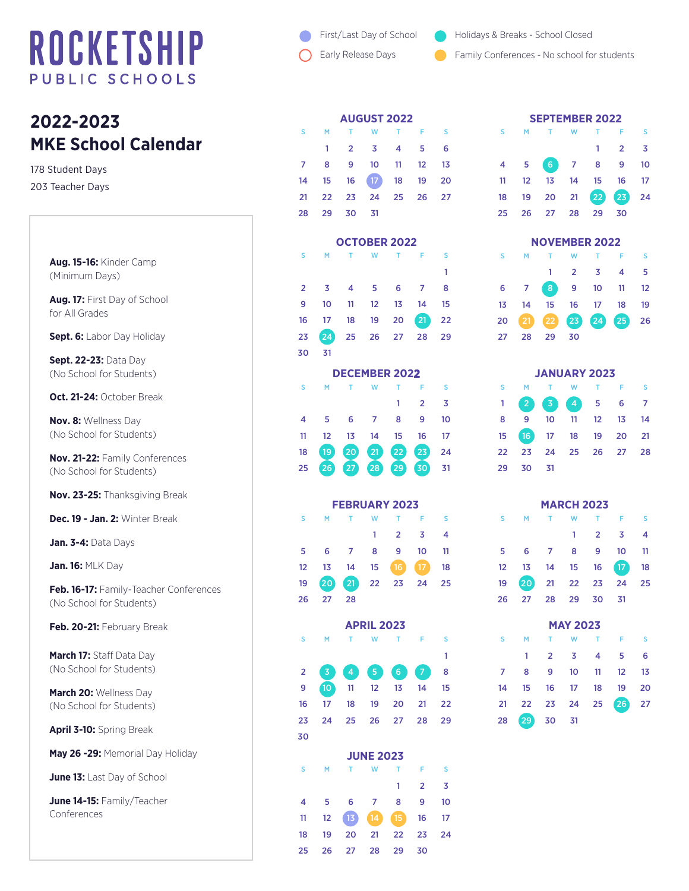# ROCKETSHIP

PUBLIC SCHOOLS

First/Last Day of School
Early Release Days
Holidays & Breaks - School Closed
Family Conferences - No school for students

## 2022-2023 MKE School Calendar

178 Student Days
203 Teacher Days

**Aug. 15-16:** Kinder Camp (Minimum Days)

**Aug. 17:** First Day of School for All Grades

**Sept. 6:** Labor Day Holiday

**Sept. 22-23:** Data Day (No School for Students)

**Oct. 21-24:** October Break

**Nov. 8:** Wellness Day (No School for Students)

**Nov. 21-22:** Family Conferences (No School for Students)

**Nov. 23-25:** Thanksgiving Break

**Dec. 19 - Jan. 2:** Winter Break

**Jan. 3-4:** Data Days

**Jan. 16:** MLK Day

**Feb. 16-17:** Family-Teacher Conferences (No School for Students)

**Feb. 20-21:** February Break

**March 17:** Staff Data Day (No School for Students)

**March 20:** Wellness Day (No School for Students)

**April 3-10:** Spring Break

**May 26 -29:** Memorial Day Holiday

**June 13:** Last Day of School

**June 14-15:** Family/Teacher Conferences

### AUGUST 2022

| S | M | T | W | T | F | S |
|---|---|---|---|---|---|---|
| | 1 | 2 | 3 | 4 | 5 | 6 |
| 7 | 8 | 9 | 10 | 11 | 12 | 13 |
| 14 | 15 | 16 | 17 | 18 | 19 | 20 |
| 21 | 22 | 23 | 24 | 25 | 26 | 27 |
| 28 | 29 | 30 | 31 | | | |

### SEPTEMBER 2022

| S | M | T | W | T | F | S |
|---|---|---|---|---|---|---|
| | | | | 1 | 2 | 3 |
| 4 | 5 | 6 | 7 | 8 | 9 | 10 |
| 11 | 12 | 13 | 14 | 15 | 16 | 17 |
| 18 | 19 | 20 | 21 | 22 | 23 | 24 |
| 25 | 26 | 27 | 28 | 29 | 30 | |

### OCTOBER 2022

| S | M | T | W | T | F | S |
|---|---|---|---|---|---|---|
| | | | | | | 1 |
| 2 | 3 | 4 | 5 | 6 | 7 | 8 |
| 9 | 10 | 11 | 12 | 13 | 14 | 15 |
| 16 | 17 | 18 | 19 | 20 | 21 | 22 |
| 23 | 24 | 25 | 26 | 27 | 28 | 29 |
| 30 | 31 | | | | | |

### NOVEMBER 2022

| S | M | T | W | T | F | S |
|---|---|---|---|---|---|---|
| | | 1 | 2 | 3 | 4 | 5 |
| 6 | 7 | 8 | 9 | 10 | 11 | 12 |
| 13 | 14 | 15 | 16 | 17 | 18 | 19 |
| 20 | 21 | 22 | 23 | 24 | 25 | 26 |
| 27 | 28 | 29 | 30 | | | |

### DECEMBER 2022

| S | M | T | W | T | F | S |
|---|---|---|---|---|---|---|
| | | | | 1 | 2 | 3 |
| 4 | 5 | 6 | 7 | 8 | 9 | 10 |
| 11 | 12 | 13 | 14 | 15 | 16 | 17 |
| 18 | 19 | 20 | 21 | 22 | 23 | 24 |
| 25 | 26 | 27 | 28 | 29 | 30 | 31 |

### JANUARY 2023

| S | M | T | W | T | F | S |
|---|---|---|---|---|---|---|
| 1 | 2 | 3 | 4 | 5 | 6 | 7 |
| 8 | 9 | 10 | 11 | 12 | 13 | 14 |
| 15 | 16 | 17 | 18 | 19 | 20 | 21 |
| 22 | 23 | 24 | 25 | 26 | 27 | 28 |
| 29 | 30 | 31 | | | | |

### FEBRUARY 2023

| S | M | T | W | T | F | S |
|---|---|---|---|---|---|---|
| | | | 1 | 2 | 3 | 4 |
| 5 | 6 | 7 | 8 | 9 | 10 | 11 |
| 12 | 13 | 14 | 15 | 16 | 17 | 18 |
| 19 | 20 | 21 | 22 | 23 | 24 | 25 |
| 26 | 27 | 28 | | | | |

### MARCH 2023

| S | M | T | W | T | F | S |
|---|---|---|---|---|---|---|
| | | | 1 | 2 | 3 | 4 |
| 5 | 6 | 7 | 8 | 9 | 10 | 11 |
| 12 | 13 | 14 | 15 | 16 | 17 | 18 |
| 19 | 20 | 21 | 22 | 23 | 24 | 25 |
| 26 | 27 | 28 | 29 | 30 | 31 | |

### APRIL 2023

| S | M | T | W | T | F | S |
|---|---|---|---|---|---|---|
| | | | | | | 1 |
| 2 | 3 | 4 | 5 | 6 | 7 | 8 |
| 9 | 10 | 11 | 12 | 13 | 14 | 15 |
| 16 | 17 | 18 | 19 | 20 | 21 | 22 |
| 23 | 24 | 25 | 26 | 27 | 28 | 29 |
| 30 | | | | | | |

### MAY 2023

| S | M | T | W | T | F | S |
|---|---|---|---|---|---|---|
| | 1 | 2 | 3 | 4 | 5 | 6 |
| 7 | 8 | 9 | 10 | 11 | 12 | 13 |
| 14 | 15 | 16 | 17 | 18 | 19 | 20 |
| 21 | 22 | 23 | 24 | 25 | 26 | 27 |
| 28 | 29 | 30 | 31 | | | |

### JUNE 2023

| S | M | T | W | T | F | S |
|---|---|---|---|---|---|---|
| | | | | 1 | 2 | 3 |
| 4 | 5 | 6 | 7 | 8 | 9 | 10 |
| 11 | 12 | 13 | 14 | 15 | 16 | 17 |
| 18 | 19 | 20 | 21 | 22 | 23 | 24 |
| 25 | 26 | 27 | 28 | 29 | 30 | |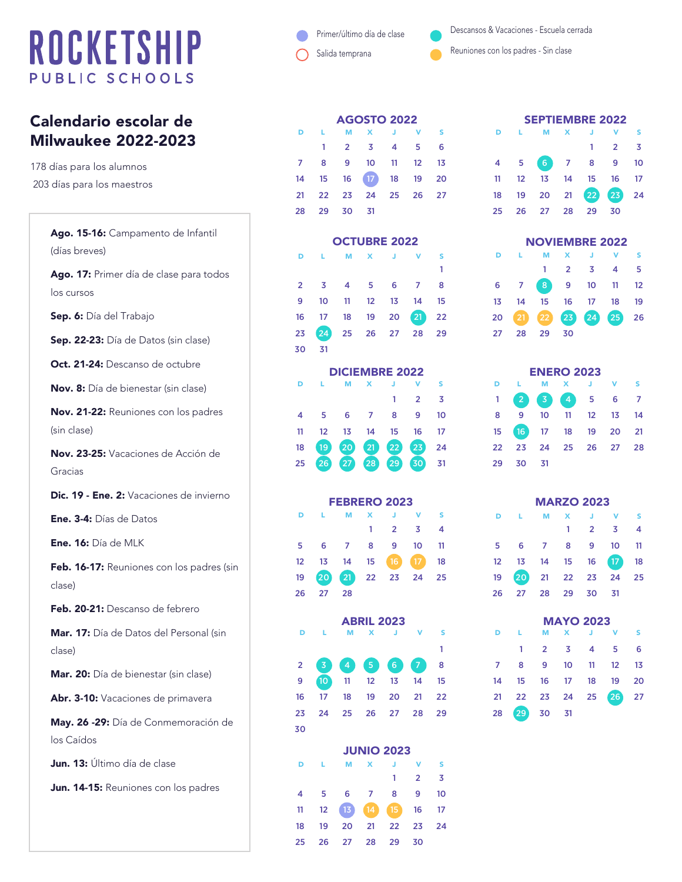# ROCKETSHIP
PUBLIC SCHOOLS

Primer/último día de clase

Salida temprana

Descansos & Vacaciones - Escuela cerrada

Reuniones con los padres - Sin clase

## Calendario escolar de Milwaukee 2022-2023

178 días para los alumnos

203 días para los maestros

**Ago. 15-16:** Campamento de Infantil (días breves)

**Ago. 17:** Primer día de clase para todos los cursos

**Sep. 6:** Día del Trabajo

**Sep. 22-23:** Día de Datos (sin clase)

**Oct. 21-24:** Descanso de octubre

**Nov. 8:** Día de bienestar (sin clase)

**Nov. 21-22:** Reuniones con los padres (sin clase)

**Nov. 23-25:** Vacaciones de Acción de Gracias

**Dic. 19 - Ene. 2:** Vacaciones de invierno

**Ene. 3-4:** Días de Datos

**Ene. 16:** Día de MLK

**Feb. 16-17:** Reuniones con los padres (sin clase)

**Feb. 20-21:** Descanso de febrero

**Mar. 17:** Día de Datos del Personal (sin clase)

**Mar. 20:** Día de bienestar (sin clase)

**Abr. 3-10:** Vacaciones de primavera

**May. 26 -29:** Día de Conmemoración de los Caídos

**Jun. 13:** Último día de clase

**Jun. 14-15:** Reuniones con los padres

### AGOSTO 2022

| D | L | M | X | J | V | S |
|---|---|---|---|---|---|---|
| | 1 | 2 | 3 | 4 | 5 | 6 |
| 7 | 8 | 9 | 10 | 11 | 12 | 13 |
| 14 | 15 | 16 | 17 | 18 | 19 | 20 |
| 21 | 22 | 23 | 24 | 25 | 26 | 27 |
| 28 | 29 | 30 | 31 | | | |

### SEPTIEMBRE 2022

| D | L | M | X | J | V | S |
|---|---|---|---|---|---|---|
| | | | | 1 | 2 | 3 |
| 4 | 5 | 6 | 7 | 8 | 9 | 10 |
| 11 | 12 | 13 | 14 | 15 | 16 | 17 |
| 18 | 19 | 20 | 21 | 22 | 23 | 24 |
| 25 | 26 | 27 | 28 | 29 | 30 | |

### OCTUBRE 2022

| D | L | M | X | J | V | S |
|---|---|---|---|---|---|---|
| | | | | | | 1 |
| 2 | 3 | 4 | 5 | 6 | 7 | 8 |
| 9 | 10 | 11 | 12 | 13 | 14 | 15 |
| 16 | 17 | 18 | 19 | 20 | 21 | 22 |
| 23 | 24 | 25 | 26 | 27 | 28 | 29 |
| 30 | 31 | | | | | |

### NOVIEMBRE 2022

| D | L | M | X | J | V | S |
|---|---|---|---|---|---|---|
| | | 1 | 2 | 3 | 4 | 5 |
| 6 | 7 | 8 | 9 | 10 | 11 | 12 |
| 13 | 14 | 15 | 16 | 17 | 18 | 19 |
| 20 | 21 | 22 | 23 | 24 | 25 | 26 |
| 27 | 28 | 29 | 30 | | | |

### DICIEMBRE 2022

| D | L | M | X | J | V | S |
|---|---|---|---|---|---|---|
| | | | | 1 | 2 | 3 |
| 4 | 5 | 6 | 7 | 8 | 9 | 10 |
| 11 | 12 | 13 | 14 | 15 | 16 | 17 |
| 18 | 19 | 20 | 21 | 22 | 23 | 24 |
| 25 | 26 | 27 | 28 | 29 | 30 | 31 |

### ENERO 2023

| D | L | M | X | J | V | S |
|---|---|---|---|---|---|---|
| 1 | 2 | 3 | 4 | 5 | 6 | 7 |
| 8 | 9 | 10 | 11 | 12 | 13 | 14 |
| 15 | 16 | 17 | 18 | 19 | 20 | 21 |
| 22 | 23 | 24 | 25 | 26 | 27 | 28 |
| 29 | 30 | 31 | | | | |

### FEBRERO 2023

| D | L | M | X | J | V | S |
|---|---|---|---|---|---|---|
| | | | 1 | 2 | 3 | 4 |
| 5 | 6 | 7 | 8 | 9 | 10 | 11 |
| 12 | 13 | 14 | 15 | 16 | 17 | 18 |
| 19 | 20 | 21 | 22 | 23 | 24 | 25 |
| 26 | 27 | 28 | | | | |

### MARZO 2023

| D | L | M | X | J | V | S |
|---|---|---|---|---|---|---|
| | | | 1 | 2 | 3 | 4 |
| 5 | 6 | 7 | 8 | 9 | 10 | 11 |
| 12 | 13 | 14 | 15 | 16 | 17 | 18 |
| 19 | 20 | 21 | 22 | 23 | 24 | 25 |
| 26 | 27 | 28 | 29 | 30 | 31 | |

### ABRIL 2023

| D | L | M | X | J | V | S |
|---|---|---|---|---|---|---|
| | | | | | | 1 |
| 2 | 3 | 4 | 5 | 6 | 7 | 8 |
| 9 | 10 | 11 | 12 | 13 | 14 | 15 |
| 16 | 17 | 18 | 19 | 20 | 21 | 22 |
| 23 | 24 | 25 | 26 | 27 | 28 | 29 |
| 30 | | | | | | |

### MAYO 2023

| D | L | M | X | J | V | S |
|---|---|---|---|---|---|---|
| | 1 | 2 | 3 | 4 | 5 | 6 |
| 7 | 8 | 9 | 10 | 11 | 12 | 13 |
| 14 | 15 | 16 | 17 | 18 | 19 | 20 |
| 21 | 22 | 23 | 24 | 25 | 26 | 27 |
| 28 | 29 | 30 | 31 | | | |

### JUNIO 2023

| D | L | M | X | J | V | S |
|---|---|---|---|---|---|---|
| | | | | 1 | 2 | 3 |
| 4 | 5 | 6 | 7 | 8 | 9 | 10 |
| 11 | 12 | 13 | 14 | 15 | 16 | 17 |
| 18 | 19 | 20 | 21 | 22 | 23 | 24 |
| 25 | 26 | 27 | 28 | 29 | 30 | |